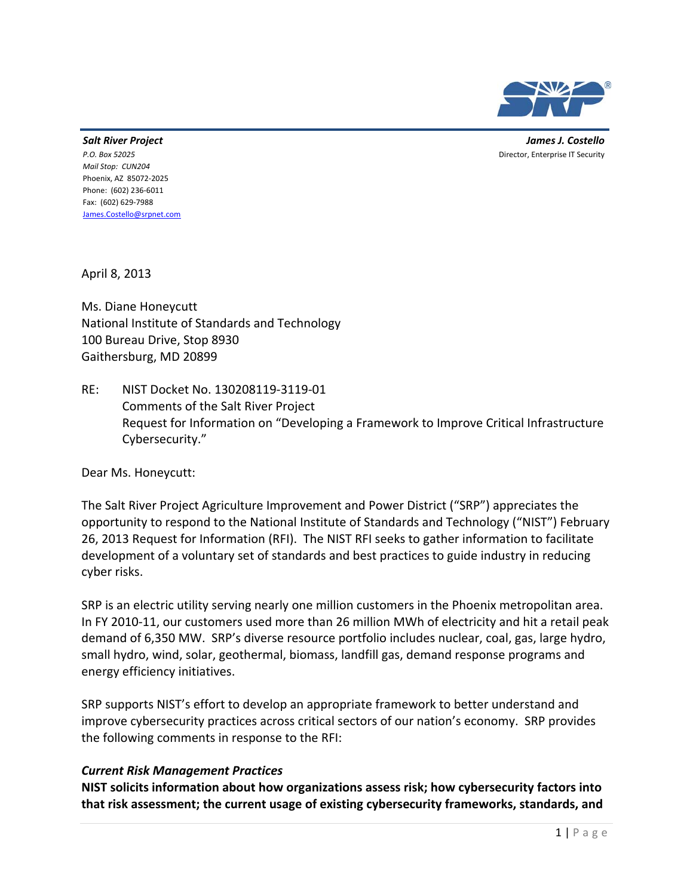***Salt River Project***
*P.O. Box 52025*
*Mail Stop: CUN204*
Phoenix, AZ 85072-2025
Phone: (602) 236-6011
Fax: (602) 629-7988
James.Costello@srpnet.com

***James J. Costello***
Director, Enterprise IT Security

April 8, 2013

Ms. Diane Honeycutt
National Institute of Standards and Technology
100 Bureau Drive, Stop 8930
Gaithersburg, MD 20899

RE: NIST Docket No. 130208119-3119-01
Comments of the Salt River Project
Request for Information on "Developing a Framework to Improve Critical Infrastructure Cybersecurity."

Dear Ms. Honeycutt:

The Salt River Project Agriculture Improvement and Power District ("SRP") appreciates the opportunity to respond to the National Institute of Standards and Technology ("NIST") February 26, 2013 Request for Information (RFI). The NIST RFI seeks to gather information to facilitate development of a voluntary set of standards and best practices to guide industry in reducing cyber risks.

SRP is an electric utility serving nearly one million customers in the Phoenix metropolitan area. In FY 2010-11, our customers used more than 26 million MWh of electricity and hit a retail peak demand of 6,350 MW. SRP's diverse resource portfolio includes nuclear, coal, gas, large hydro, small hydro, wind, solar, geothermal, biomass, landfill gas, demand response programs and energy efficiency initiatives.

SRP supports NIST's effort to develop an appropriate framework to better understand and improve cybersecurity practices across critical sectors of our nation's economy. SRP provides the following comments in response to the RFI:

***Current Risk Management Practices***

**NIST solicits information about how organizations assess risk; how cybersecurity factors into that risk assessment; the current usage of existing cybersecurity frameworks, standards, and**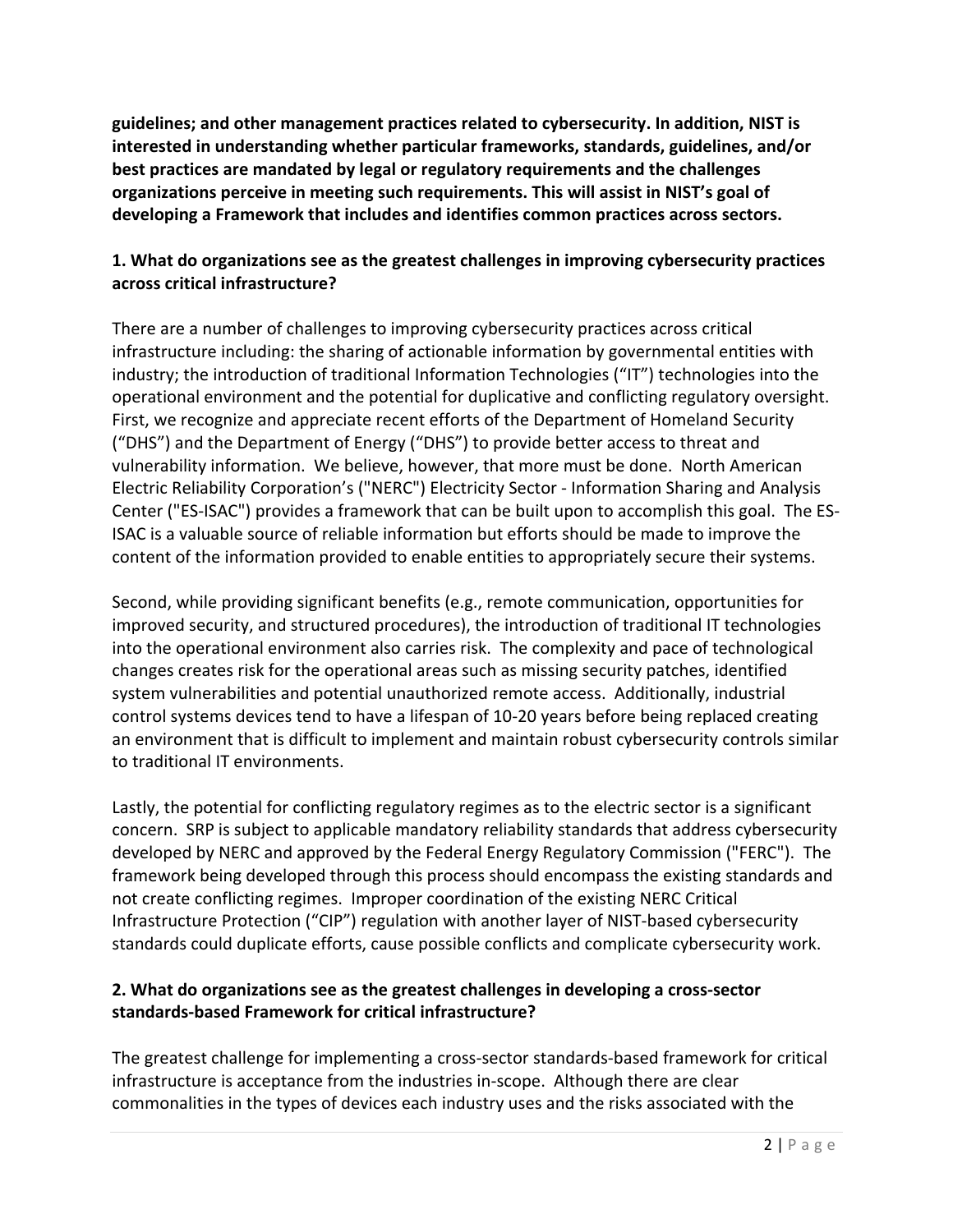**guidelines; and other management practices related to cybersecurity. In addition, NIST is interested in understanding whether particular frameworks, standards, guidelines, and/or best practices are mandated by legal or regulatory requirements and the challenges organizations perceive in meeting such requirements. This will assist in NIST's goal of developing a Framework that includes and identifies common practices across sectors.**

**1. What do organizations see as the greatest challenges in improving cybersecurity practices across critical infrastructure?**

There are a number of challenges to improving cybersecurity practices across critical infrastructure including: the sharing of actionable information by governmental entities with industry; the introduction of traditional Information Technologies ("IT") technologies into the operational environment and the potential for duplicative and conflicting regulatory oversight. First, we recognize and appreciate recent efforts of the Department of Homeland Security ("DHS") and the Department of Energy ("DHS") to provide better access to threat and vulnerability information. We believe, however, that more must be done. North American Electric Reliability Corporation's ("NERC") Electricity Sector - Information Sharing and Analysis Center ("ES-ISAC") provides a framework that can be built upon to accomplish this goal. The ES-ISAC is a valuable source of reliable information but efforts should be made to improve the content of the information provided to enable entities to appropriately secure their systems.

Second, while providing significant benefits (e.g., remote communication, opportunities for improved security, and structured procedures), the introduction of traditional IT technologies into the operational environment also carries risk. The complexity and pace of technological changes creates risk for the operational areas such as missing security patches, identified system vulnerabilities and potential unauthorized remote access. Additionally, industrial control systems devices tend to have a lifespan of 10-20 years before being replaced creating an environment that is difficult to implement and maintain robust cybersecurity controls similar to traditional IT environments.

Lastly, the potential for conflicting regulatory regimes as to the electric sector is a significant concern. SRP is subject to applicable mandatory reliability standards that address cybersecurity developed by NERC and approved by the Federal Energy Regulatory Commission ("FERC"). The framework being developed through this process should encompass the existing standards and not create conflicting regimes. Improper coordination of the existing NERC Critical Infrastructure Protection ("CIP") regulation with another layer of NIST-based cybersecurity standards could duplicate efforts, cause possible conflicts and complicate cybersecurity work.

**2. What do organizations see as the greatest challenges in developing a cross-sector standards-based Framework for critical infrastructure?**

The greatest challenge for implementing a cross-sector standards-based framework for critical infrastructure is acceptance from the industries in-scope. Although there are clear commonalities in the types of devices each industry uses and the risks associated with the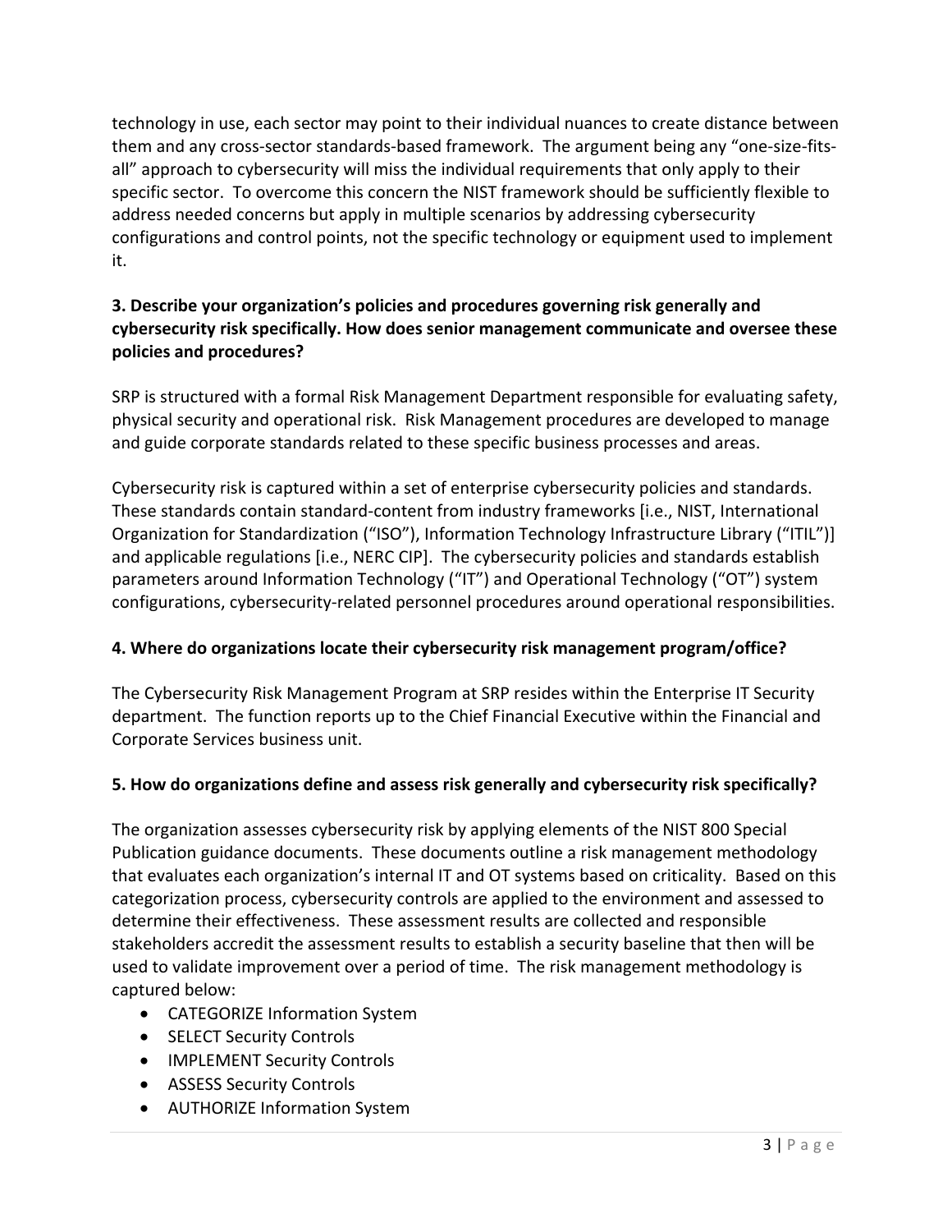technology in use, each sector may point to their individual nuances to create distance between them and any cross-sector standards-based framework. The argument being any "one-size-fits-all" approach to cybersecurity will miss the individual requirements that only apply to their specific sector. To overcome this concern the NIST framework should be sufficiently flexible to address needed concerns but apply in multiple scenarios by addressing cybersecurity configurations and control points, not the specific technology or equipment used to implement it.

**3. Describe your organization's policies and procedures governing risk generally and cybersecurity risk specifically. How does senior management communicate and oversee these policies and procedures?**

SRP is structured with a formal Risk Management Department responsible for evaluating safety, physical security and operational risk. Risk Management procedures are developed to manage and guide corporate standards related to these specific business processes and areas.

Cybersecurity risk is captured within a set of enterprise cybersecurity policies and standards. These standards contain standard-content from industry frameworks [i.e., NIST, International Organization for Standardization ("ISO"), Information Technology Infrastructure Library ("ITIL")] and applicable regulations [i.e., NERC CIP]. The cybersecurity policies and standards establish parameters around Information Technology ("IT") and Operational Technology ("OT") system configurations, cybersecurity-related personnel procedures around operational responsibilities.

**4. Where do organizations locate their cybersecurity risk management program/office?**

The Cybersecurity Risk Management Program at SRP resides within the Enterprise IT Security department. The function reports up to the Chief Financial Executive within the Financial and Corporate Services business unit.

**5. How do organizations define and assess risk generally and cybersecurity risk specifically?**

The organization assesses cybersecurity risk by applying elements of the NIST 800 Special Publication guidance documents. These documents outline a risk management methodology that evaluates each organization's internal IT and OT systems based on criticality. Based on this categorization process, cybersecurity controls are applied to the environment and assessed to determine their effectiveness. These assessment results are collected and responsible stakeholders accredit the assessment results to establish a security baseline that then will be used to validate improvement over a period of time. The risk management methodology is captured below:

- CATEGORIZE Information System
- SELECT Security Controls
- IMPLEMENT Security Controls
- ASSESS Security Controls
- AUTHORIZE Information System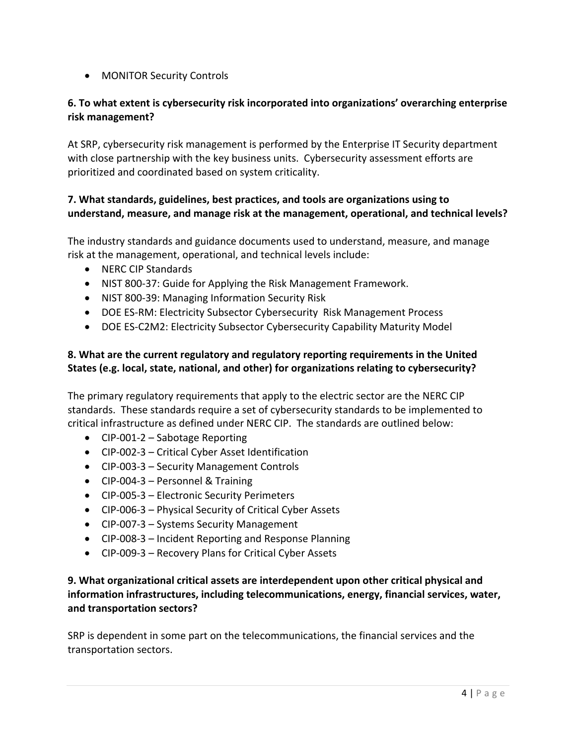- MONITOR Security Controls

**6. To what extent is cybersecurity risk incorporated into organizations' overarching enterprise risk management?**

At SRP, cybersecurity risk management is performed by the Enterprise IT Security department with close partnership with the key business units. Cybersecurity assessment efforts are prioritized and coordinated based on system criticality.

**7. What standards, guidelines, best practices, and tools are organizations using to understand, measure, and manage risk at the management, operational, and technical levels?**

The industry standards and guidance documents used to understand, measure, and manage risk at the management, operational, and technical levels include:

- NERC CIP Standards
- NIST 800-37: Guide for Applying the Risk Management Framework.
- NIST 800-39: Managing Information Security Risk
- DOE ES-RM: Electricity Subsector Cybersecurity Risk Management Process
- DOE ES-C2M2: Electricity Subsector Cybersecurity Capability Maturity Model

**8. What are the current regulatory and regulatory reporting requirements in the United States (e.g. local, state, national, and other) for organizations relating to cybersecurity?**

The primary regulatory requirements that apply to the electric sector are the NERC CIP standards. These standards require a set of cybersecurity standards to be implemented to critical infrastructure as defined under NERC CIP. The standards are outlined below:

- CIP-001-2 – Sabotage Reporting
- CIP-002-3 – Critical Cyber Asset Identification
- CIP-003-3 – Security Management Controls
- CIP-004-3 – Personnel & Training
- CIP-005-3 – Electronic Security Perimeters
- CIP-006-3 – Physical Security of Critical Cyber Assets
- CIP-007-3 – Systems Security Management
- CIP-008-3 – Incident Reporting and Response Planning
- CIP-009-3 – Recovery Plans for Critical Cyber Assets

**9. What organizational critical assets are interdependent upon other critical physical and information infrastructures, including telecommunications, energy, financial services, water, and transportation sectors?**

SRP is dependent in some part on the telecommunications, the financial services and the transportation sectors.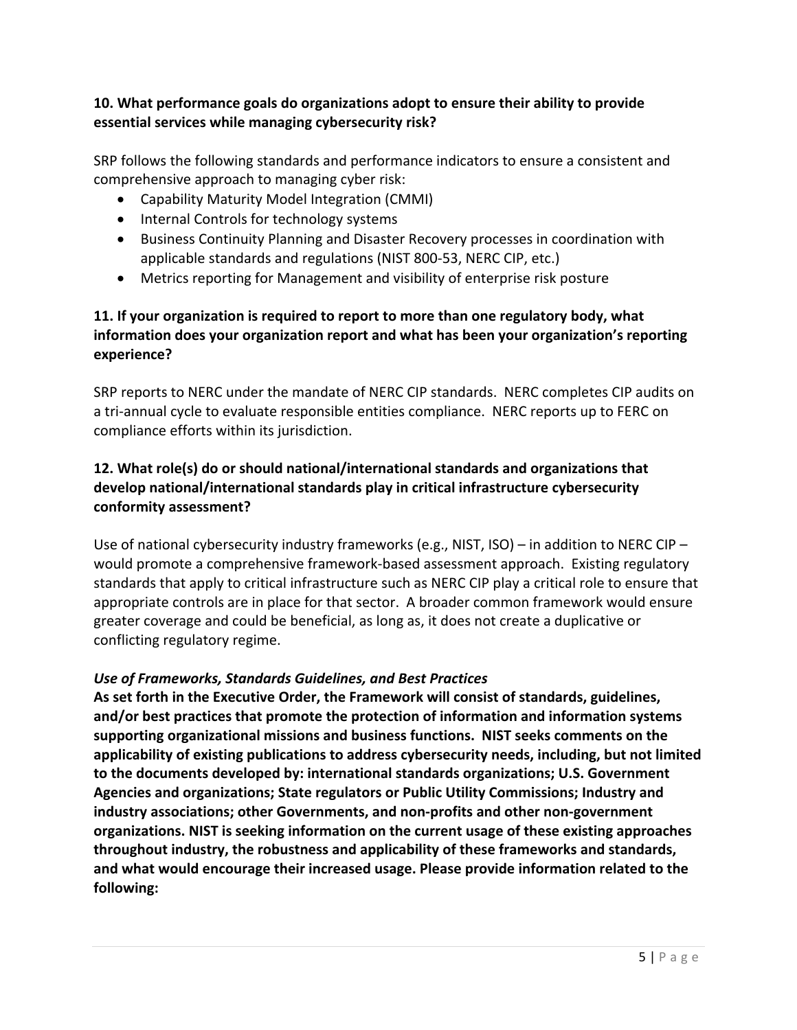**10. What performance goals do organizations adopt to ensure their ability to provide essential services while managing cybersecurity risk?**

SRP follows the following standards and performance indicators to ensure a consistent and comprehensive approach to managing cyber risk:

- Capability Maturity Model Integration (CMMI)
- Internal Controls for technology systems
- Business Continuity Planning and Disaster Recovery processes in coordination with applicable standards and regulations (NIST 800-53, NERC CIP, etc.)
- Metrics reporting for Management and visibility of enterprise risk posture

**11. If your organization is required to report to more than one regulatory body, what information does your organization report and what has been your organization's reporting experience?**

SRP reports to NERC under the mandate of NERC CIP standards. NERC completes CIP audits on a tri-annual cycle to evaluate responsible entities compliance. NERC reports up to FERC on compliance efforts within its jurisdiction.

**12. What role(s) do or should national/international standards and organizations that develop national/international standards play in critical infrastructure cybersecurity conformity assessment?**

Use of national cybersecurity industry frameworks (e.g., NIST, ISO) – in addition to NERC CIP – would promote a comprehensive framework-based assessment approach. Existing regulatory standards that apply to critical infrastructure such as NERC CIP play a critical role to ensure that appropriate controls are in place for that sector. A broader common framework would ensure greater coverage and could be beneficial, as long as, it does not create a duplicative or conflicting regulatory regime.

*Use of Frameworks, Standards Guidelines, and Best Practices*

**As set forth in the Executive Order, the Framework will consist of standards, guidelines, and/or best practices that promote the protection of information and information systems supporting organizational missions and business functions. NIST seeks comments on the applicability of existing publications to address cybersecurity needs, including, but not limited to the documents developed by: international standards organizations; U.S. Government Agencies and organizations; State regulators or Public Utility Commissions; Industry and industry associations; other Governments, and non-profits and other non-government organizations. NIST is seeking information on the current usage of these existing approaches throughout industry, the robustness and applicability of these frameworks and standards, and what would encourage their increased usage. Please provide information related to the following:**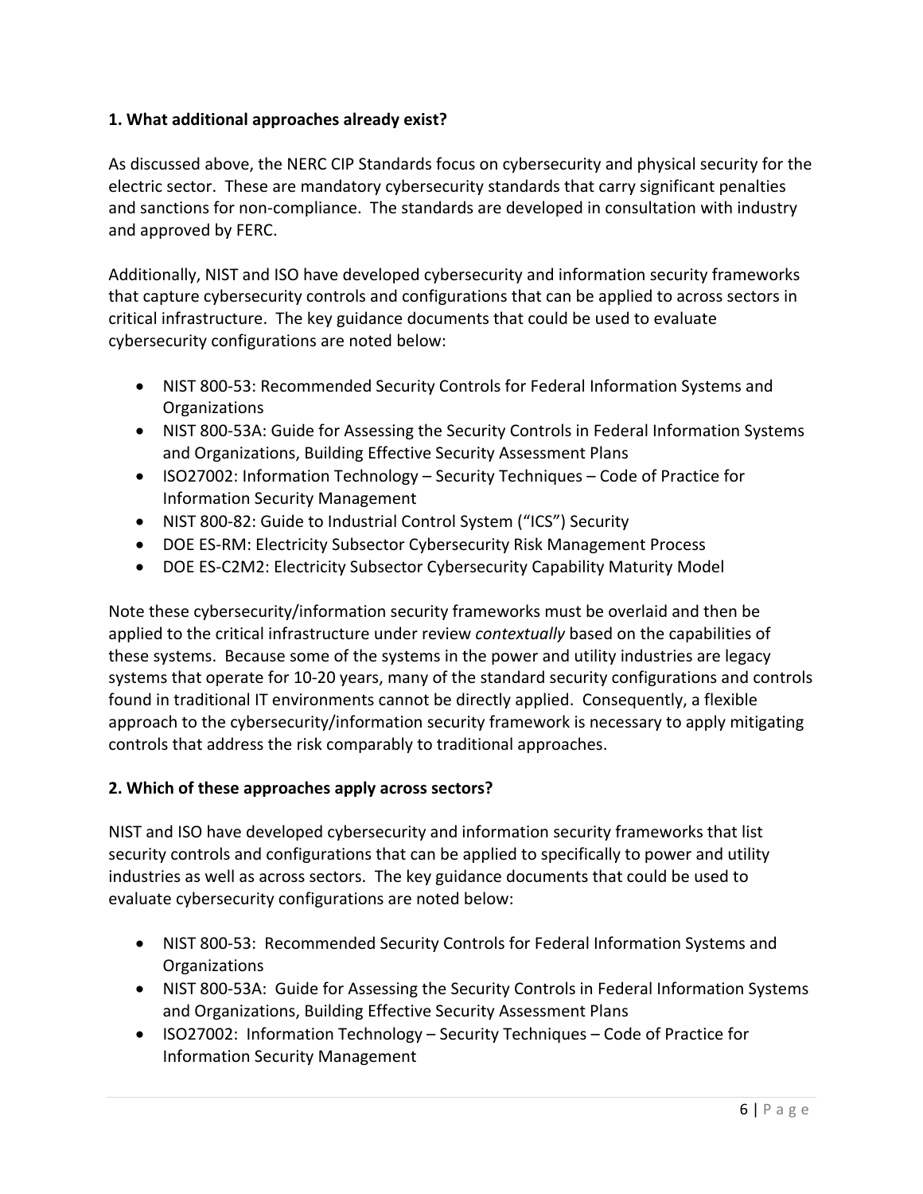**1. What additional approaches already exist?**

As discussed above, the NERC CIP Standards focus on cybersecurity and physical security for the electric sector. These are mandatory cybersecurity standards that carry significant penalties and sanctions for non-compliance. The standards are developed in consultation with industry and approved by FERC.

Additionally, NIST and ISO have developed cybersecurity and information security frameworks that capture cybersecurity controls and configurations that can be applied to across sectors in critical infrastructure. The key guidance documents that could be used to evaluate cybersecurity configurations are noted below:

- NIST 800-53: Recommended Security Controls for Federal Information Systems and Organizations
- NIST 800-53A: Guide for Assessing the Security Controls in Federal Information Systems and Organizations, Building Effective Security Assessment Plans
- ISO27002: Information Technology – Security Techniques – Code of Practice for Information Security Management
- NIST 800-82: Guide to Industrial Control System ("ICS") Security
- DOE ES-RM: Electricity Subsector Cybersecurity Risk Management Process
- DOE ES-C2M2: Electricity Subsector Cybersecurity Capability Maturity Model

Note these cybersecurity/information security frameworks must be overlaid and then be applied to the critical infrastructure under review *contextually* based on the capabilities of these systems. Because some of the systems in the power and utility industries are legacy systems that operate for 10-20 years, many of the standard security configurations and controls found in traditional IT environments cannot be directly applied. Consequently, a flexible approach to the cybersecurity/information security framework is necessary to apply mitigating controls that address the risk comparably to traditional approaches.

**2. Which of these approaches apply across sectors?**

NIST and ISO have developed cybersecurity and information security frameworks that list security controls and configurations that can be applied to specifically to power and utility industries as well as across sectors. The key guidance documents that could be used to evaluate cybersecurity configurations are noted below:

- NIST 800-53: Recommended Security Controls for Federal Information Systems and Organizations
- NIST 800-53A: Guide for Assessing the Security Controls in Federal Information Systems and Organizations, Building Effective Security Assessment Plans
- ISO27002: Information Technology – Security Techniques – Code of Practice for Information Security Management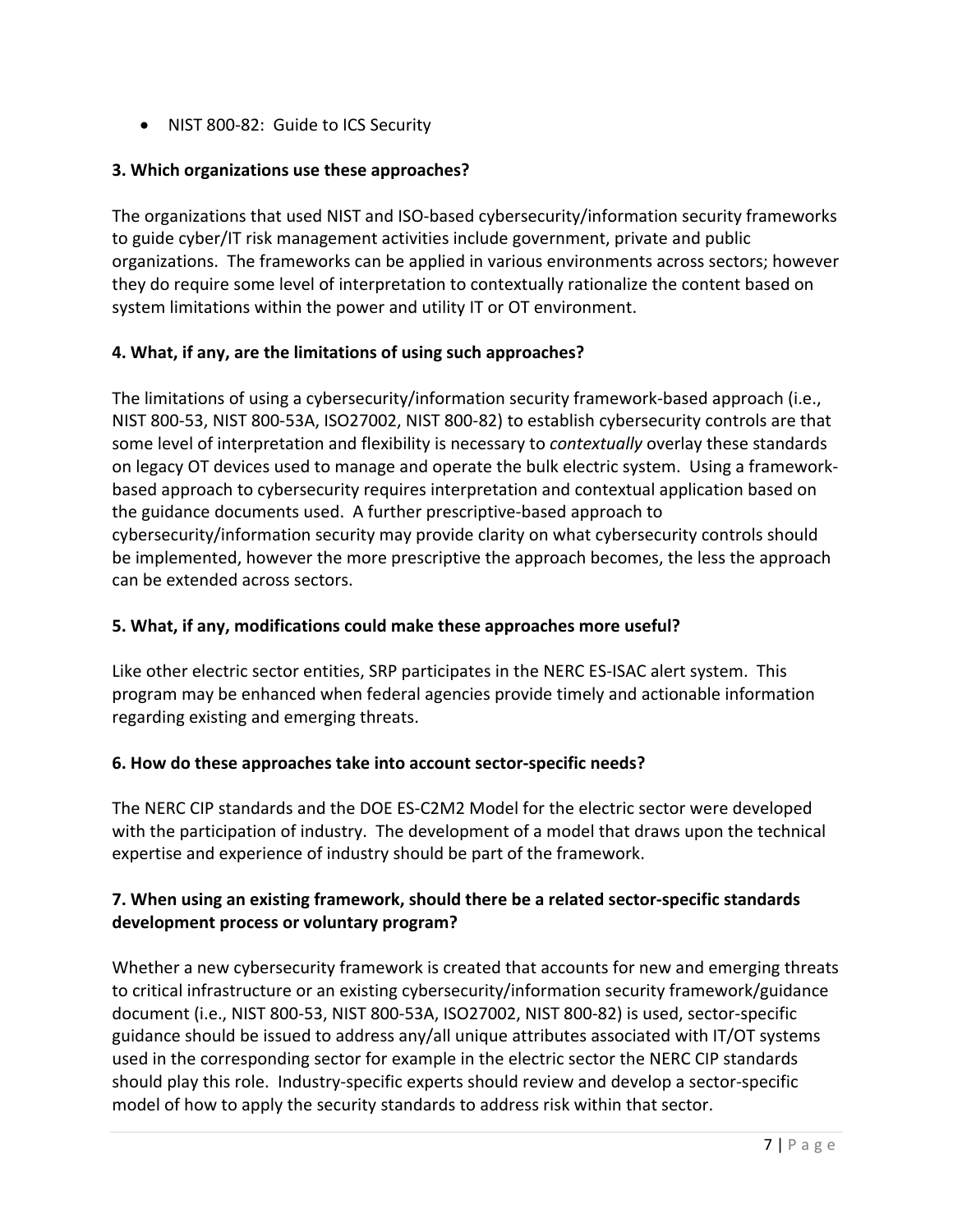- NIST 800-82: Guide to ICS Security

**3. Which organizations use these approaches?**

The organizations that used NIST and ISO-based cybersecurity/information security frameworks to guide cyber/IT risk management activities include government, private and public organizations. The frameworks can be applied in various environments across sectors; however they do require some level of interpretation to contextually rationalize the content based on system limitations within the power and utility IT or OT environment.

**4. What, if any, are the limitations of using such approaches?**

The limitations of using a cybersecurity/information security framework-based approach (i.e., NIST 800-53, NIST 800-53A, ISO27002, NIST 800-82) to establish cybersecurity controls are that some level of interpretation and flexibility is necessary to *contextually* overlay these standards on legacy OT devices used to manage and operate the bulk electric system. Using a framework-based approach to cybersecurity requires interpretation and contextual application based on the guidance documents used. A further prescriptive-based approach to cybersecurity/information security may provide clarity on what cybersecurity controls should be implemented, however the more prescriptive the approach becomes, the less the approach can be extended across sectors.

**5. What, if any, modifications could make these approaches more useful?**

Like other electric sector entities, SRP participates in the NERC ES-ISAC alert system. This program may be enhanced when federal agencies provide timely and actionable information regarding existing and emerging threats.

**6. How do these approaches take into account sector-specific needs?**

The NERC CIP standards and the DOE ES-C2M2 Model for the electric sector were developed with the participation of industry. The development of a model that draws upon the technical expertise and experience of industry should be part of the framework.

**7. When using an existing framework, should there be a related sector-specific standards development process or voluntary program?**

Whether a new cybersecurity framework is created that accounts for new and emerging threats to critical infrastructure or an existing cybersecurity/information security framework/guidance document (i.e., NIST 800-53, NIST 800-53A, ISO27002, NIST 800-82) is used, sector-specific guidance should be issued to address any/all unique attributes associated with IT/OT systems used in the corresponding sector for example in the electric sector the NERC CIP standards should play this role. Industry-specific experts should review and develop a sector-specific model of how to apply the security standards to address risk within that sector.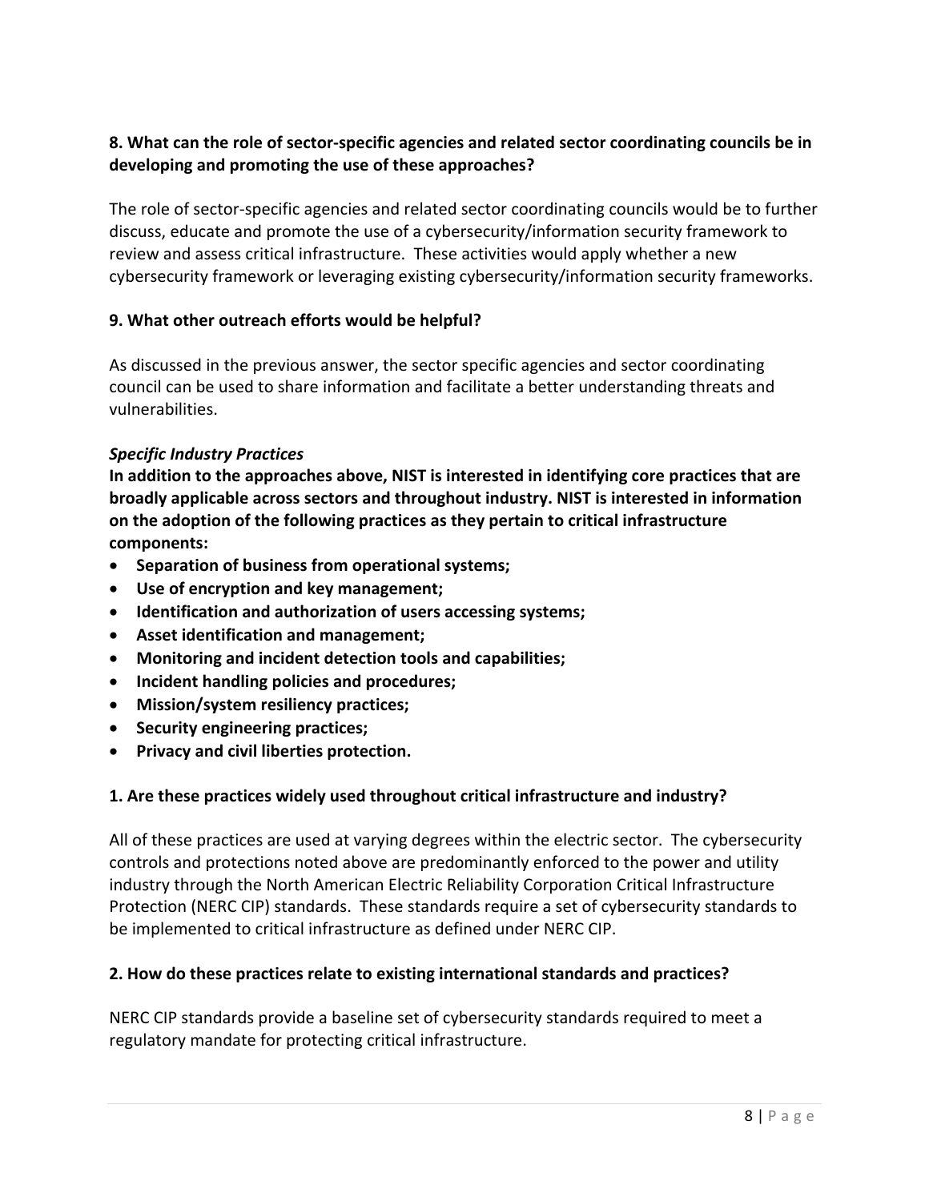**8. What can the role of sector-specific agencies and related sector coordinating councils be in developing and promoting the use of these approaches?**

The role of sector-specific agencies and related sector coordinating councils would be to further discuss, educate and promote the use of a cybersecurity/information security framework to review and assess critical infrastructure. These activities would apply whether a new cybersecurity framework or leveraging existing cybersecurity/information security frameworks.

**9. What other outreach efforts would be helpful?**

As discussed in the previous answer, the sector specific agencies and sector coordinating council can be used to share information and facilitate a better understanding threats and vulnerabilities.

***Specific Industry Practices***

**In addition to the approaches above, NIST is interested in identifying core practices that are broadly applicable across sectors and throughout industry. NIST is interested in information on the adoption of the following practices as they pertain to critical infrastructure components:**

- **Separation of business from operational systems;**
- **Use of encryption and key management;**
- **Identification and authorization of users accessing systems;**
- **Asset identification and management;**
- **Monitoring and incident detection tools and capabilities;**
- **Incident handling policies and procedures;**
- **Mission/system resiliency practices;**
- **Security engineering practices;**
- **Privacy and civil liberties protection.**

**1. Are these practices widely used throughout critical infrastructure and industry?**

All of these practices are used at varying degrees within the electric sector. The cybersecurity controls and protections noted above are predominantly enforced to the power and utility industry through the North American Electric Reliability Corporation Critical Infrastructure Protection (NERC CIP) standards. These standards require a set of cybersecurity standards to be implemented to critical infrastructure as defined under NERC CIP.

**2. How do these practices relate to existing international standards and practices?**

NERC CIP standards provide a baseline set of cybersecurity standards required to meet a regulatory mandate for protecting critical infrastructure.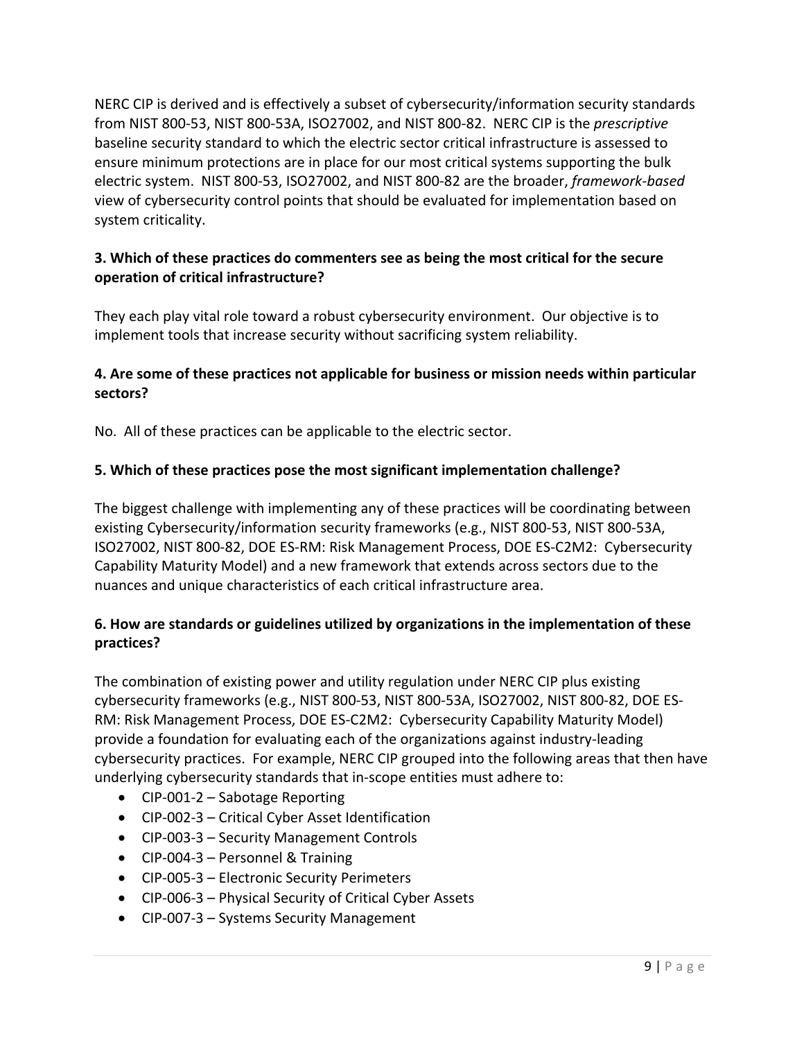NERC CIP is derived and is effectively a subset of cybersecurity/information security standards from NIST 800-53, NIST 800-53A, ISO27002, and NIST 800-82. NERC CIP is the *prescriptive* baseline security standard to which the electric sector critical infrastructure is assessed to ensure minimum protections are in place for our most critical systems supporting the bulk electric system. NIST 800-53, ISO27002, and NIST 800-82 are the broader, *framework-based* view of cybersecurity control points that should be evaluated for implementation based on system criticality.

**3. Which of these practices do commenters see as being the most critical for the secure operation of critical infrastructure?**

They each play vital role toward a robust cybersecurity environment. Our objective is to implement tools that increase security without sacrificing system reliability.

**4. Are some of these practices not applicable for business or mission needs within particular sectors?**

No. All of these practices can be applicable to the electric sector.

**5. Which of these practices pose the most significant implementation challenge?**

The biggest challenge with implementing any of these practices will be coordinating between existing Cybersecurity/information security frameworks (e.g., NIST 800-53, NIST 800-53A, ISO27002, NIST 800-82, DOE ES-RM: Risk Management Process, DOE ES-C2M2: Cybersecurity Capability Maturity Model) and a new framework that extends across sectors due to the nuances and unique characteristics of each critical infrastructure area.

**6. How are standards or guidelines utilized by organizations in the implementation of these practices?**

The combination of existing power and utility regulation under NERC CIP plus existing cybersecurity frameworks (e.g., NIST 800-53, NIST 800-53A, ISO27002, NIST 800-82, DOE ES-RM: Risk Management Process, DOE ES-C2M2: Cybersecurity Capability Maturity Model) provide a foundation for evaluating each of the organizations against industry-leading cybersecurity practices. For example, NERC CIP grouped into the following areas that then have underlying cybersecurity standards that in-scope entities must adhere to:

- CIP-001-2 – Sabotage Reporting
- CIP-002-3 – Critical Cyber Asset Identification
- CIP-003-3 – Security Management Controls
- CIP-004-3 – Personnel & Training
- CIP-005-3 – Electronic Security Perimeters
- CIP-006-3 – Physical Security of Critical Cyber Assets
- CIP-007-3 – Systems Security Management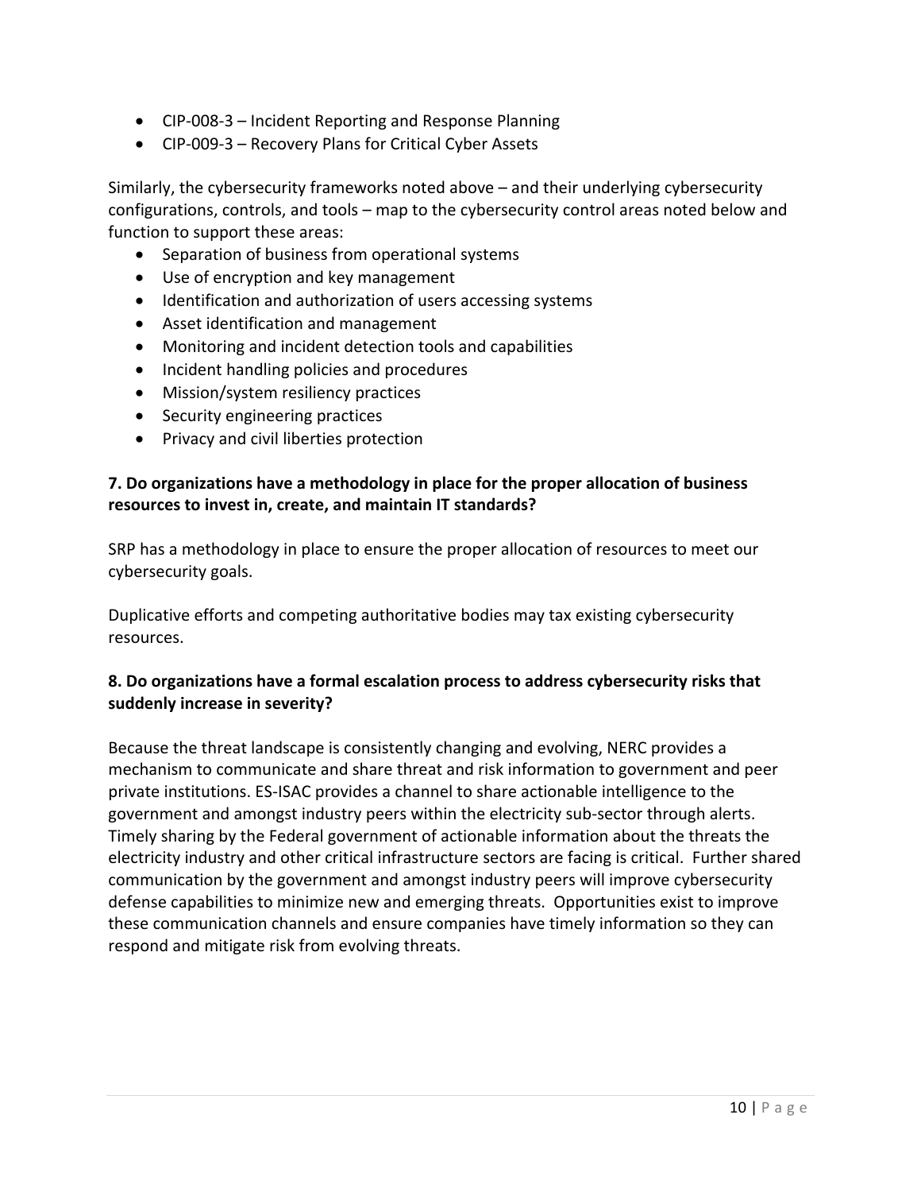- CIP-008-3 – Incident Reporting and Response Planning
- CIP-009-3 – Recovery Plans for Critical Cyber Assets

Similarly, the cybersecurity frameworks noted above – and their underlying cybersecurity configurations, controls, and tools – map to the cybersecurity control areas noted below and function to support these areas:

- Separation of business from operational systems
- Use of encryption and key management
- Identification and authorization of users accessing systems
- Asset identification and management
- Monitoring and incident detection tools and capabilities
- Incident handling policies and procedures
- Mission/system resiliency practices
- Security engineering practices
- Privacy and civil liberties protection

**7. Do organizations have a methodology in place for the proper allocation of business resources to invest in, create, and maintain IT standards?**

SRP has a methodology in place to ensure the proper allocation of resources to meet our cybersecurity goals.

Duplicative efforts and competing authoritative bodies may tax existing cybersecurity resources.

**8. Do organizations have a formal escalation process to address cybersecurity risks that suddenly increase in severity?**

Because the threat landscape is consistently changing and evolving, NERC provides a mechanism to communicate and share threat and risk information to government and peer private institutions. ES-ISAC provides a channel to share actionable intelligence to the government and amongst industry peers within the electricity sub-sector through alerts. Timely sharing by the Federal government of actionable information about the threats the electricity industry and other critical infrastructure sectors are facing is critical. Further shared communication by the government and amongst industry peers will improve cybersecurity defense capabilities to minimize new and emerging threats. Opportunities exist to improve these communication channels and ensure companies have timely information so they can respond and mitigate risk from evolving threats.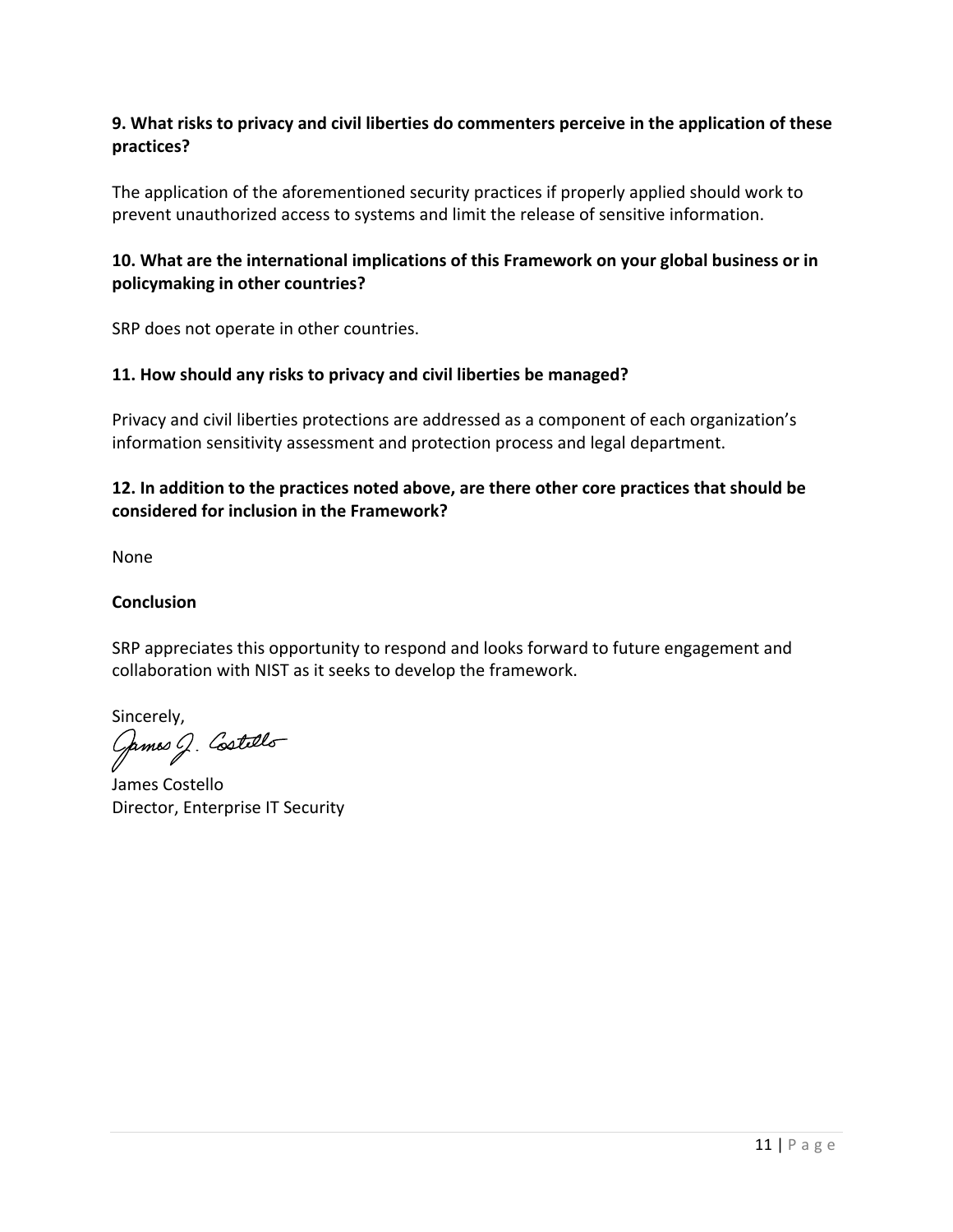**9. What risks to privacy and civil liberties do commenters perceive in the application of these practices?**

The application of the aforementioned security practices if properly applied should work to prevent unauthorized access to systems and limit the release of sensitive information.

**10. What are the international implications of this Framework on your global business or in policymaking in other countries?**

SRP does not operate in other countries.

**11. How should any risks to privacy and civil liberties be managed?**

Privacy and civil liberties protections are addressed as a component of each organization's information sensitivity assessment and protection process and legal department.

**12. In addition to the practices noted above, are there other core practices that should be considered for inclusion in the Framework?**

None

**Conclusion**

SRP appreciates this opportunity to respond and looks forward to future engagement and collaboration with NIST as it seeks to develop the framework.

Sincerely,

James J. Costello

James Costello
Director, Enterprise IT Security